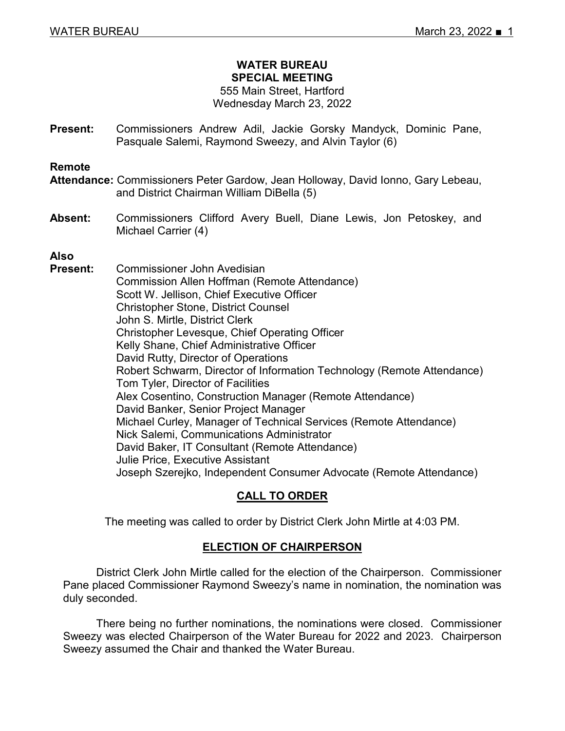# WATER BUREAU
## SPECIAL MEETING

555 Main Street, Hartford
Wednesday March 23, 2022

**Present:** Commissioners Andrew Adil, Jackie Gorsky Mandyck, Dominic Pane, Pasquale Salemi, Raymond Sweezy, and Alvin Taylor (6)

**Remote Attendance:** Commissioners Peter Gardow, Jean Holloway, David Ionno, Gary Lebeau, and District Chairman William DiBella (5)

**Absent:** Commissioners Clifford Avery Buell, Diane Lewis, Jon Petoskey, and Michael Carrier (4)

**Also Present:**
Commissioner John Avedisian
Commission Allen Hoffman (Remote Attendance)
Scott W. Jellison, Chief Executive Officer
Christopher Stone, District Counsel
John S. Mirtle, District Clerk
Christopher Levesque, Chief Operating Officer
Kelly Shane, Chief Administrative Officer
David Rutty, Director of Operations
Robert Schwarm, Director of Information Technology (Remote Attendance)
Tom Tyler, Director of Facilities
Alex Cosentino, Construction Manager (Remote Attendance)
David Banker, Senior Project Manager
Michael Curley, Manager of Technical Services (Remote Attendance)
Nick Salemi, Communications Administrator
David Baker, IT Consultant (Remote Attendance)
Julie Price, Executive Assistant
Joseph Szerejko, Independent Consumer Advocate (Remote Attendance)

## CALL TO ORDER

The meeting was called to order by District Clerk John Mirtle at 4:03 PM.

## ELECTION OF CHAIRPERSON

District Clerk John Mirtle called for the election of the Chairperson. Commissioner Pane placed Commissioner Raymond Sweezy's name in nomination, the nomination was duly seconded.

There being no further nominations, the nominations were closed. Commissioner Sweezy was elected Chairperson of the Water Bureau for 2022 and 2023. Chairperson Sweezy assumed the Chair and thanked the Water Bureau.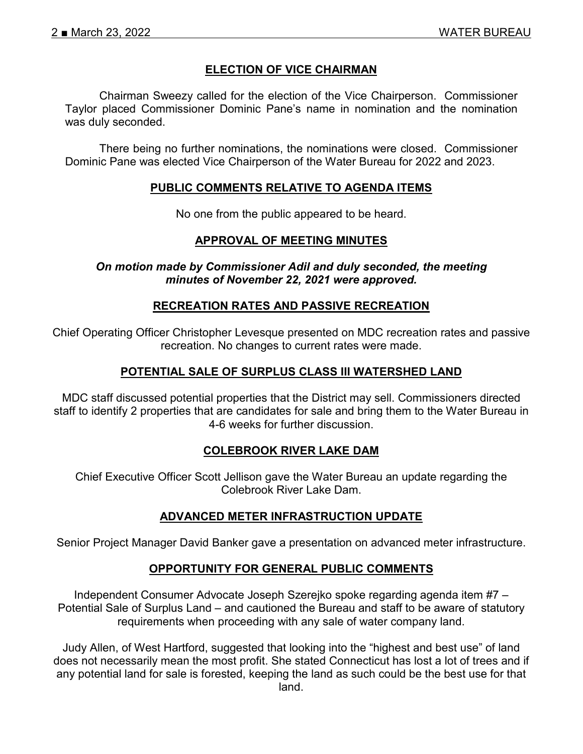## ELECTION OF VICE CHAIRMAN

Chairman Sweezy called for the election of the Vice Chairperson. Commissioner Taylor placed Commissioner Dominic Pane's name in nomination and the nomination was duly seconded.

There being no further nominations, the nominations were closed. Commissioner Dominic Pane was elected Vice Chairperson of the Water Bureau for 2022 and 2023.

## PUBLIC COMMENTS RELATIVE TO AGENDA ITEMS

No one from the public appeared to be heard.

## APPROVAL OF MEETING MINUTES

***On motion made by Commissioner Adil and duly seconded, the meeting minutes of November 22, 2021 were approved.***

## RECREATION RATES AND PASSIVE RECREATION

Chief Operating Officer Christopher Levesque presented on MDC recreation rates and passive recreation. No changes to current rates were made.

## POTENTIAL SALE OF SURPLUS CLASS III WATERSHED LAND

MDC staff discussed potential properties that the District may sell. Commissioners directed staff to identify 2 properties that are candidates for sale and bring them to the Water Bureau in 4-6 weeks for further discussion.

## COLEBROOK RIVER LAKE DAM

Chief Executive Officer Scott Jellison gave the Water Bureau an update regarding the Colebrook River Lake Dam.

## ADVANCED METER INFRASTRUCTION UPDATE

Senior Project Manager David Banker gave a presentation on advanced meter infrastructure.

## OPPORTUNITY FOR GENERAL PUBLIC COMMENTS

Independent Consumer Advocate Joseph Szerejko spoke regarding agenda item #7 – Potential Sale of Surplus Land – and cautioned the Bureau and staff to be aware of statutory requirements when proceeding with any sale of water company land.

Judy Allen, of West Hartford, suggested that looking into the "highest and best use" of land does not necessarily mean the most profit. She stated Connecticut has lost a lot of trees and if any potential land for sale is forested, keeping the land as such could be the best use for that land.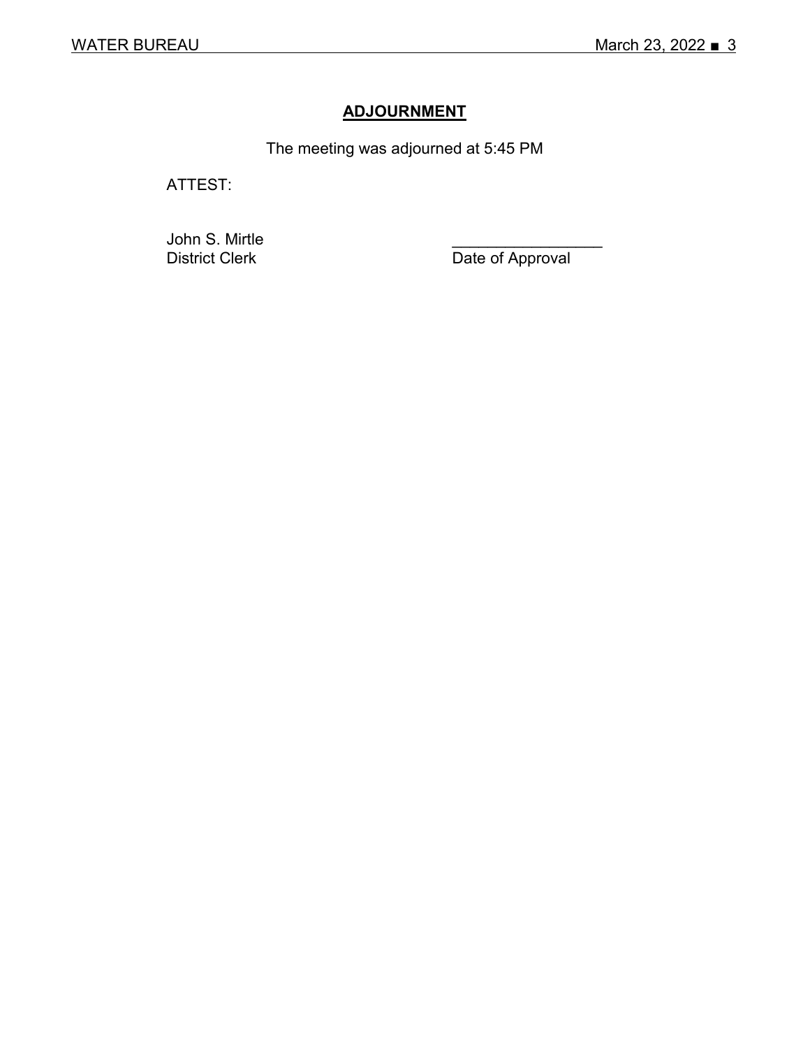## ADJOURNMENT

The meeting was adjourned at 5:45 PM

ATTEST:

John S. Mirtle
District Clerk

_________________
Date of Approval